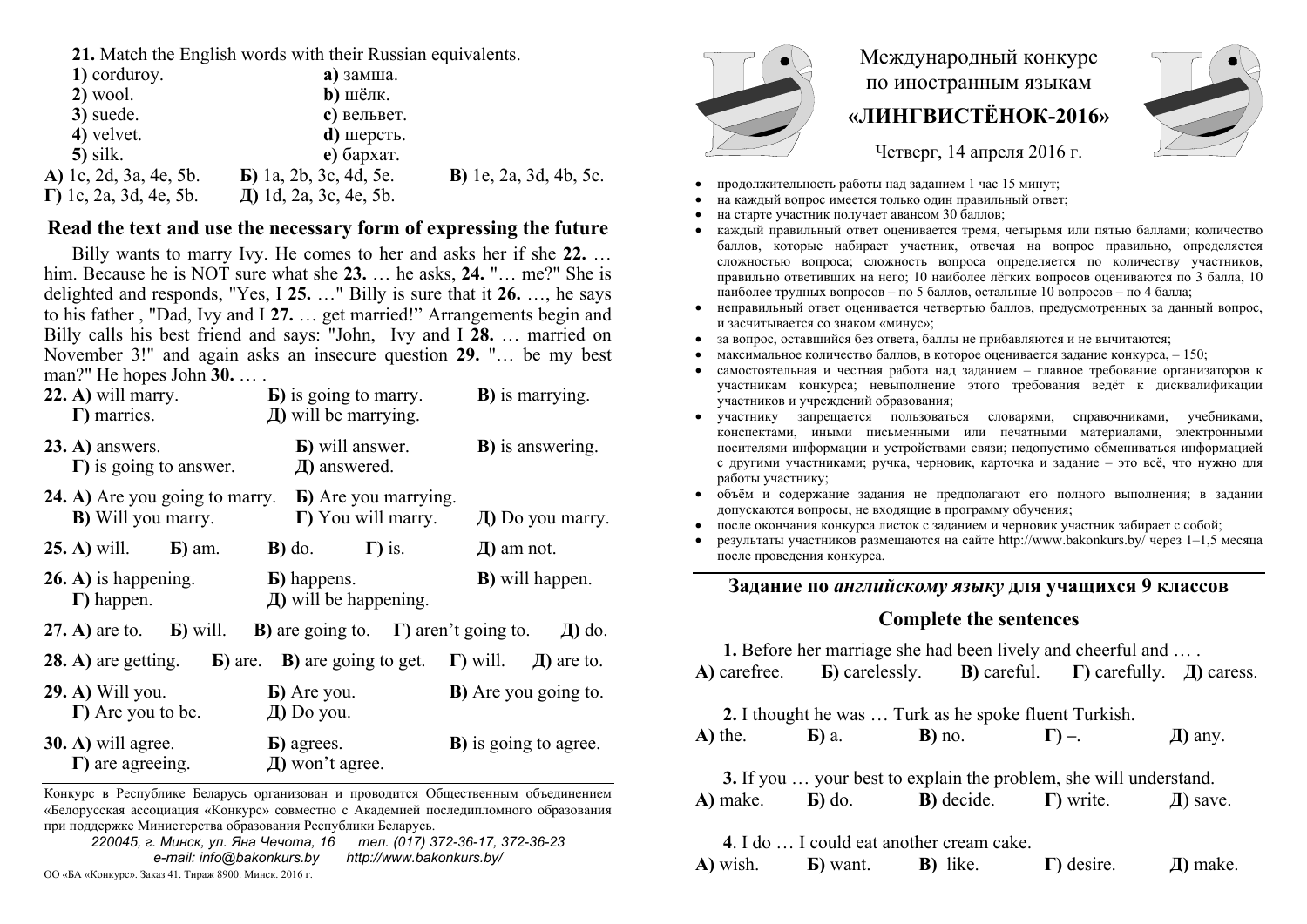**21.** Match the English words with their Russian equivalents.

| | |
|---|---|
| **1)** corduroy. | **a)** замша. |
| **2)** wool. | **b)** шёлк. |
| **3)** suede. | **c)** вельвет. |
| **4)** velvet. | **d)** шерсть. |
| **5)** silk. | **e)** бархат. |

**А)** 1c, 2d, 3a, 4e, 5b. **Б)** 1a, 2b, 3c, 4d, 5e. **В)** 1e, 2a, 3d, 4b, 5c.
**Г)** 1c, 2a, 3d, 4e, 5b. **Д)** 1d, 2a, 3c, 4e, 5b.

## Read the text and use the necessary form of expressing the future

Billy wants to marry Ivy. He comes to her and asks her if she **22.** … him. Because he is NOT sure what she **23.** … he asks, **24.** "… me?" She is delighted and responds, "Yes, I **25.** …" Billy is sure that it **26.** …, he says to his father , "Dad, Ivy and I **27.** … get married!" Arrangements begin and Billy calls his best friend and says: "John, Ivy and I **28.** … married on November 3!" and again asks an insecure question **29.** "… be my best man?" He hopes John **30.** … .

**22. А)** will marry. **Б)** is going to marry. **В)** is marrying.
**Г)** marries. **Д)** will be marrying.

**23. А)** answers. **Б)** will answer. **В)** is answering.
**Г)** is going to answer. **Д)** answered.

**24. А)** Are you going to marry. **Б)** Are you marrying.
**В)** Will you marry. **Г)** You will marry. **Д)** Do you marry.

**25. А)** will. **Б)** am. **В)** do. **Г)** is. **Д)** am not.

**26. А)** is happening. **Б)** happens. **В)** will happen.
**Г)** happen. **Д)** will be happening.

**27. А)** are to. **Б)** will. **В)** are going to. **Г)** aren't going to. **Д)** do.

**28. А)** are getting. **Б)** are. **В)** are going to get. **Г)** will. **Д)** are to.

**29. А)** Will you. **Б)** Are you. **В)** Are you going to.
**Г)** Are you to be. **Д)** Do you.

**30. А)** will agree. **Б)** agrees. **В)** is going to agree.
**Г)** are agreeing. **Д)** won't agree.

Конкурс в Республике Беларусь организован и проводится Общественным объединением «Белорусская ассоциация «Конкурс» совместно с Академией последипломного образования при поддержке Министерства образования Республики Беларусь.

*220045, г. Минск, ул. Яна Чечота, 16 тел. (017) 372-36-17, 372-36-23*
*e-mail: info@bakonkurs.by http://www.bakonkurs.by/*

ОО «БА «Конкурс». Заказ 41. Тираж 8900. Минск. 2016 г.

# Международный конкурс по иностранным языкам «ЛИНГВИСТЁНОК-2016»

Четверг, 14 апреля 2016 г.

- продолжительность работы над заданием 1 час 15 минут;
- на каждый вопрос имеется только один правильный ответ;
- на старте участник получает авансом 30 баллов;
- каждый правильный ответ оценивается тремя, четырьмя или пятью баллами; количество баллов, которые набирает участник, отвечая на вопрос правильно, определяется сложностью вопроса; сложность вопроса определяется по количеству участников, правильно ответивших на него; 10 наиболее лёгких вопросов оцениваются по 3 балла, 10 наиболее трудных вопросов – по 5 баллов, остальные 10 вопросов – по 4 балла;
- неправильный ответ оценивается четвертью баллов, предусмотренных за данный вопрос, и засчитывается со знаком «минус»;
- за вопрос, оставшийся без ответа, баллы не прибавляются и не вычитаются;
- максимальное количество баллов, в которое оценивается задание конкурса, – 150;
- самостоятельная и честная работа над заданием – главное требование организаторов к участникам конкурса; невыполнение этого требования ведёт к дисквалификации участников и учреждений образования;
- участнику запрещается пользоваться словарями, справочниками, учебниками, конспектами, иными письменными или печатными материалами, электронными носителями информации и устройствами связи; недопустимо обмениваться информацией с другими участниками; ручка, черновик, карточка и задание – это всё, что нужно для работы участнику;
- объём и содержание задания не предполагают его полного выполнения; в задании допускаются вопросы, не входящие в программу обучения;
- после окончания конкурса листок с заданием и черновик участник забирает с собой;
- результаты участников размещаются на сайте http://www.bakonkurs.by/ через 1–1,5 месяца после проведения конкурса.

## Задание по *английскому языку* для учащихся 9 классов

## Complete the sentences

**1.** Before her marriage she had been lively and cheerful and … .
**А)** carefree. **Б)** carelessly. **В)** careful. **Г)** carefully. **Д)** caress.

**2.** I thought he was … Turk as he spoke fluent Turkish.
**А)** the. **Б)** a. **В)** no. **Г)** –. **Д)** any.

**3.** If you … your best to explain the problem, she will understand.
**А)** make. **Б)** do. **В)** decide. **Г)** write. **Д)** save.

**4**. I do … I could eat another cream cake.
**А)** wish. **Б)** want. **В)** like. **Г)** desire. **Д)** make.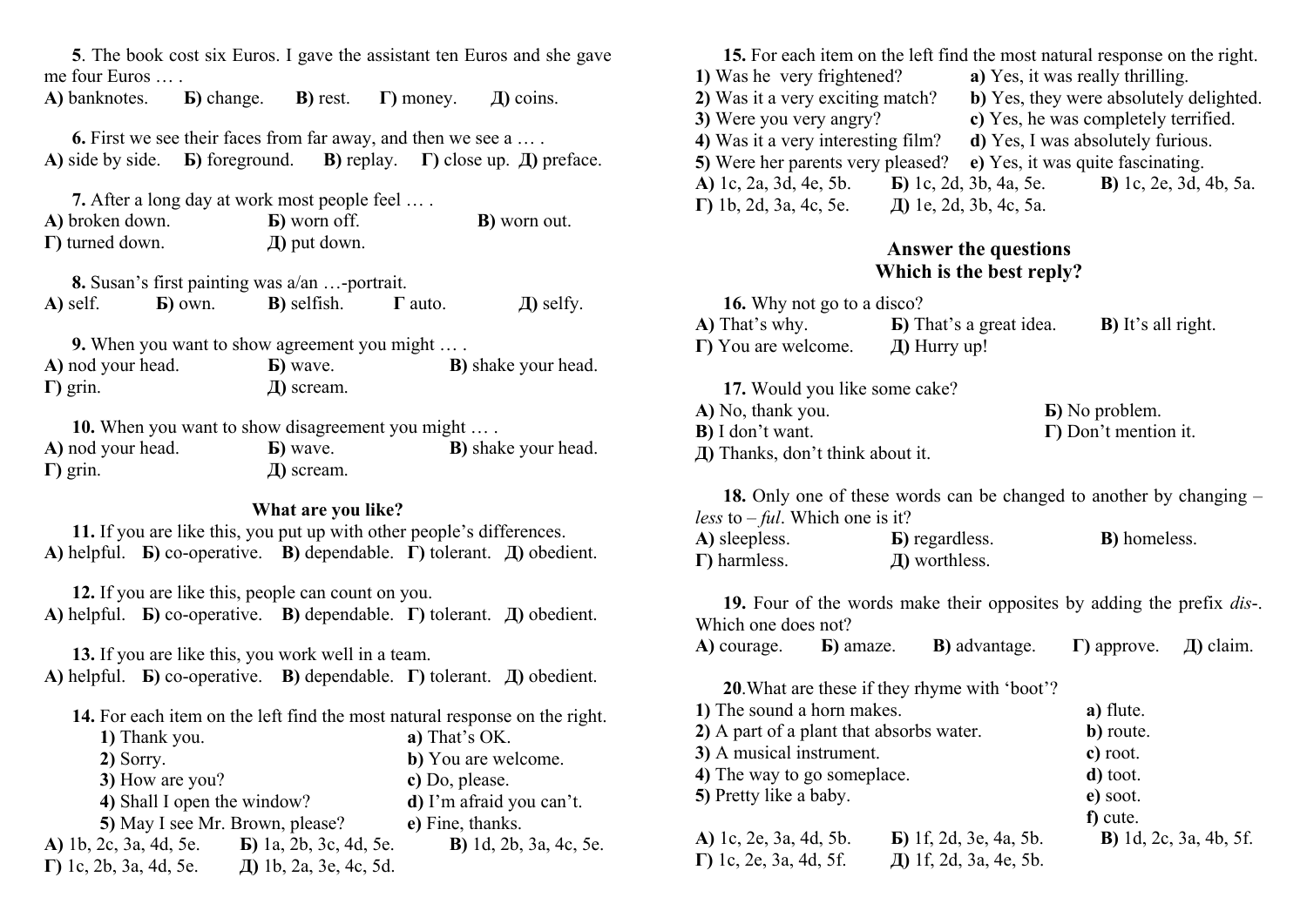**5**. The book cost six Euros. I gave the assistant ten Euros and she gave me four Euros … .

**А)** banknotes. **Б)** change. **В)** rest. **Г)** money. **Д)** coins.

**6.** First we see their faces from far away, and then we see a … .

**А)** side by side. **Б)** foreground. **В)** replay. **Г)** close up. **Д)** preface.

**7.** After a long day at work most people feel … .

**А)** broken down. **Б)** worn off. **В)** worn out.
**Г)** turned down. **Д)** put down.

**8.** Susan's first painting was a/an …-portrait.

**А)** self. **Б)** own. **В)** selfish. **Г** auto. **Д)** selfy.

**9.** When you want to show agreement you might … .

**А)** nod your head. **Б)** wave. **В)** shake your head.
**Г)** grin. **Д)** scream.

**10.** When you want to show disagreement you might … .

**А)** nod your head. **Б)** wave. **В)** shake your head.
**Г)** grin. **Д)** scream.

### What are you like?

**11.** If you are like this, you put up with other people's differences.

**А)** helpful. **Б)** co-operative. **В)** dependable. **Г)** tolerant. **Д)** obedient.

**12.** If you are like this, people can count on you.

**А)** helpful. **Б)** co-operative. **В)** dependable. **Г)** tolerant. **Д)** obedient.

**13.** If you are like this, you work well in a team.

**А)** helpful. **Б)** co-operative. **В)** dependable. **Г)** tolerant. **Д)** obedient.

**14.** For each item on the left find the most natural response on the right.

**1)** Thank you. **a)** That's OK.
**2)** Sorry. **b)** You are welcome.
**3)** How are you? **c)** Do, please.
**4)** Shall I open the window? **d)** I'm afraid you can't.
**5)** May I see Mr. Brown, please? **e)** Fine, thanks.

**А)** 1b, 2c, 3a, 4d, 5e. **Б)** 1a, 2b, 3c, 4d, 5e. **В)** 1d, 2b, 3a, 4c, 5e.
**Г)** 1c, 2b, 3a, 4d, 5e. **Д)** 1b, 2a, 3e, 4c, 5d.

**15.** For each item on the left find the most natural response on the right.

**1)** Was he very frightened? **a)** Yes, it was really thrilling.
**2)** Was it a very exciting match? **b)** Yes, they were absolutely delighted.
**3)** Were you very angry? **c)** Yes, he was completely terrified.
**4)** Was it a very interesting film? **d)** Yes, I was absolutely furious.
**5)** Were her parents very pleased? **e)** Yes, it was quite fascinating.

**А)** 1c, 2a, 3d, 4e, 5b. **Б)** 1c, 2d, 3b, 4a, 5e. **В)** 1c, 2e, 3d, 4b, 5a.
**Г)** 1b, 2d, 3a, 4c, 5e. **Д)** 1e, 2d, 3b, 4c, 5a.

### Answer the questions
### Which is the best reply?

**16.** Why not go to a disco?

**А)** That's why. **Б)** That's a great idea. **В)** It's all right.
**Г)** You are welcome. **Д)** Hurry up!

**17.** Would you like some cake?

**А)** No, thank you. **Б)** No problem.
**В)** I don't want. **Г)** Don't mention it.
**Д)** Thanks, don't think about it.

**18.** Only one of these words can be changed to another by changing –*less* to –*ful*. Which one is it?

**А)** sleepless. **Б)** regardless. **В)** homeless.
**Г)** harmless. **Д)** worthless.

**19.** Four of the words make their opposites by adding the prefix *dis*-. Which one does not?

**А)** courage. **Б)** amaze. **В)** advantage. **Г)** approve. **Д)** claim.

**20.** What are these if they rhyme with 'boot'?

**1)** The sound a horn makes. **a)** flute.
**2)** A part of a plant that absorbs water. **b)** route.
**3)** A musical instrument. **c)** root.
**4)** The way to go someplace. **d)** toot.
**5)** Pretty like a baby. **e)** soot.
**f)** cute.

**А)** 1c, 2e, 3a, 4d, 5b. **Б)** 1f, 2d, 3e, 4a, 5b. **В)** 1d, 2c, 3a, 4b, 5f.
**Г)** 1c, 2e, 3a, 4d, 5f. **Д)** 1f, 2d, 3a, 4e, 5b.